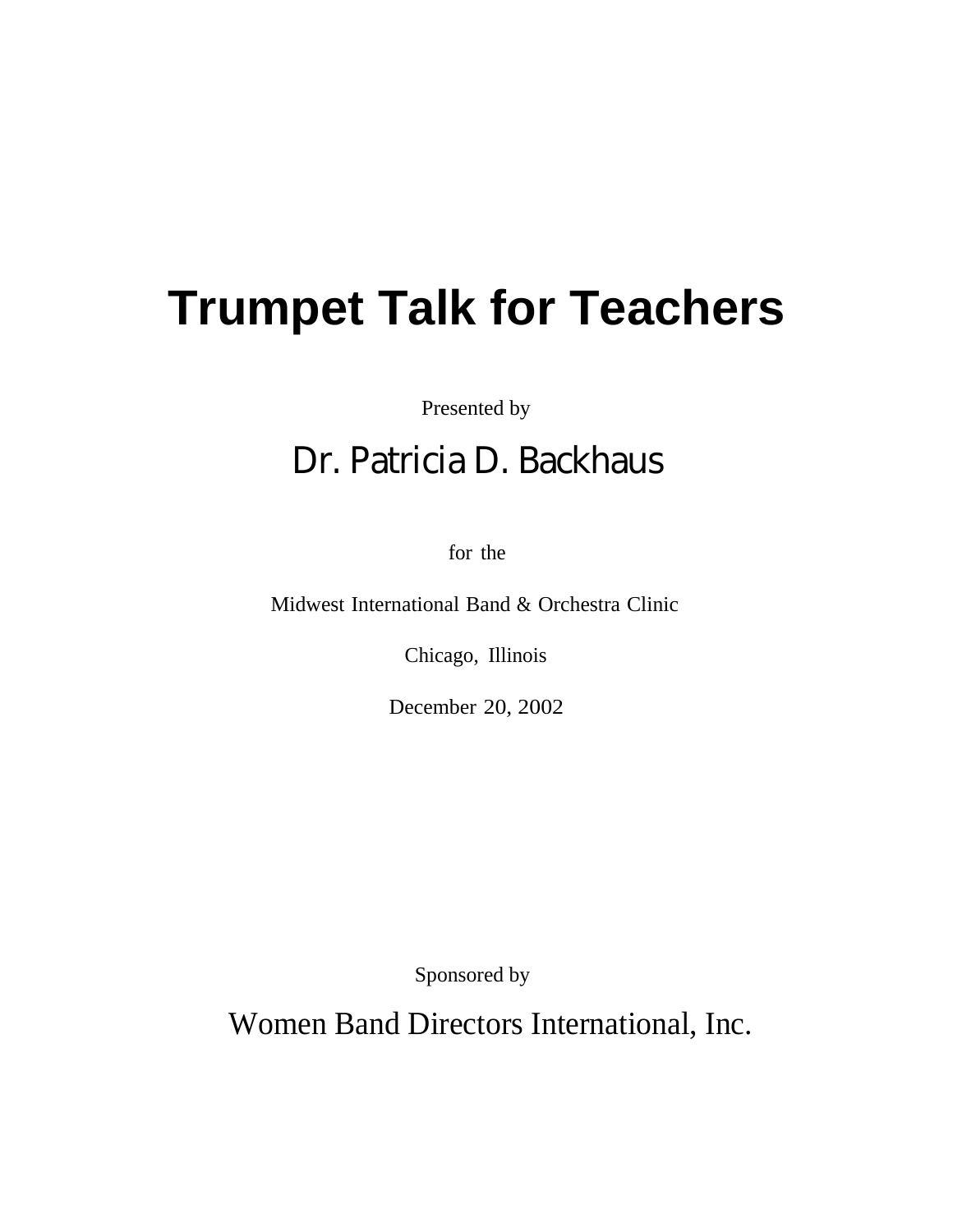# Trumpet Talk for Teachers

Presented by

## Dr. Patricia D. Backhaus

for the

Midwest International Band & Orchestra Clinic

Chicago, Illinois

December 20, 2002

Sponsored by

Women Band Directors International, Inc.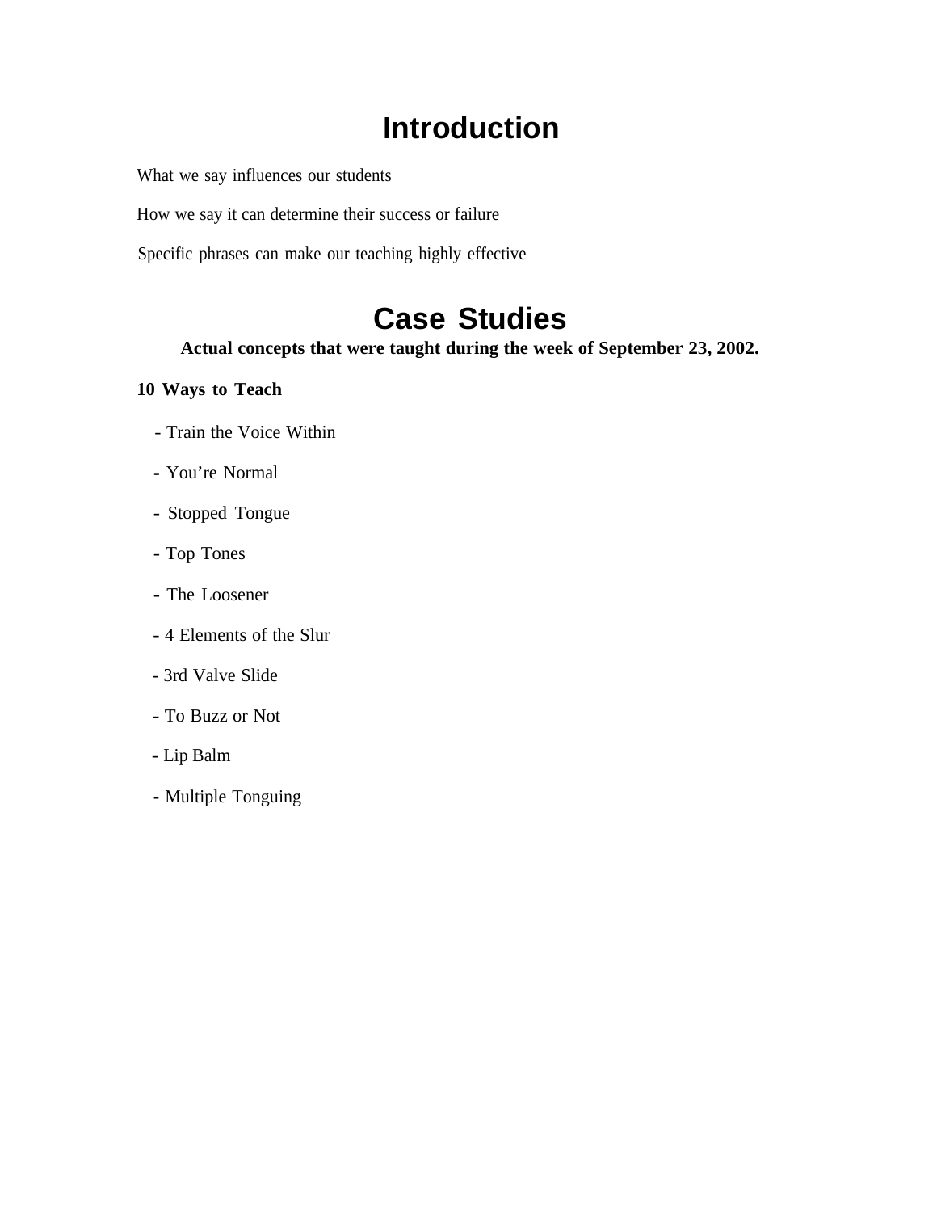# Introduction

What we say influences our students

How we say it can determine their success or failure

Specific phrases can make our teaching highly effective

# Case Studies

**Actual concepts that were taught during the week of September 23, 2002.**

**10 Ways to Teach**

- Train the Voice Within
- You’re Normal
- Stopped Tongue
- Top Tones
- The Loosener
- 4 Elements of the Slur
- 3rd Valve Slide
- To Buzz or Not
- Lip Balm
- Multiple Tonguing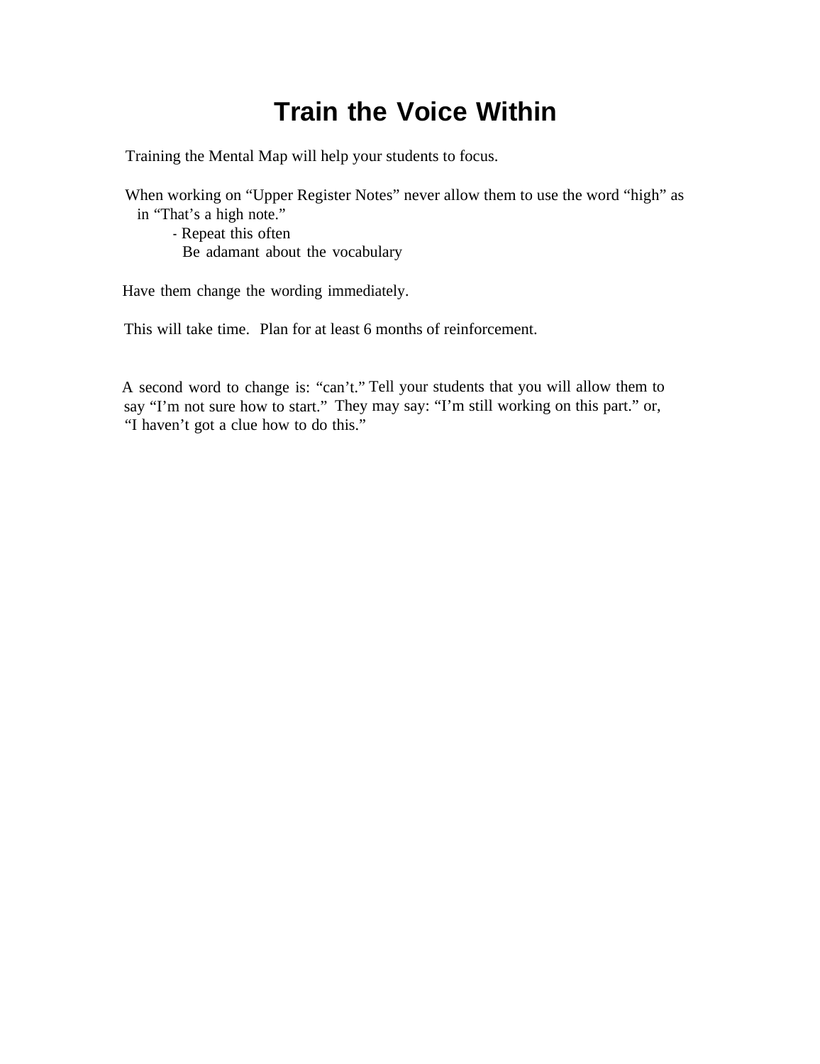# Train the Voice Within

Training the Mental Map will help your students to focus.

When working on "Upper Register Notes" never allow them to use the word "high" as in "That's a high note."

- Repeat this often
  Be adamant about the vocabulary

Have them change the wording immediately.

This will take time. Plan for at least 6 months of reinforcement.

A second word to change is: "can't." Tell your students that you will allow them to say "I'm not sure how to start." They may say: "I'm still working on this part." or, "I haven't got a clue how to do this."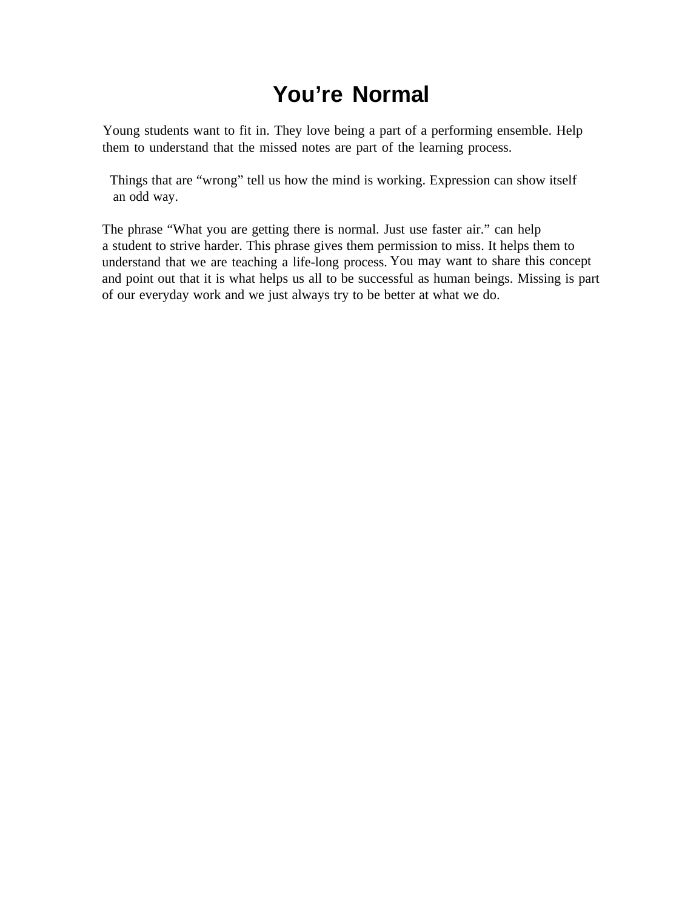# You're Normal

Young students want to fit in. They love being a part of a performing ensemble. Help them to understand that the missed notes are part of the learning process.

Things that are "wrong" tell us how the mind is working. Expression can show itself an odd way.

The phrase "What you are getting there is normal. Just use faster air." can help a student to strive harder. This phrase gives them permission to miss. It helps them to understand that we are teaching a life-long process. You may want to share this concept and point out that it is what helps us all to be successful as human beings. Missing is part of our everyday work and we just always try to be better at what we do.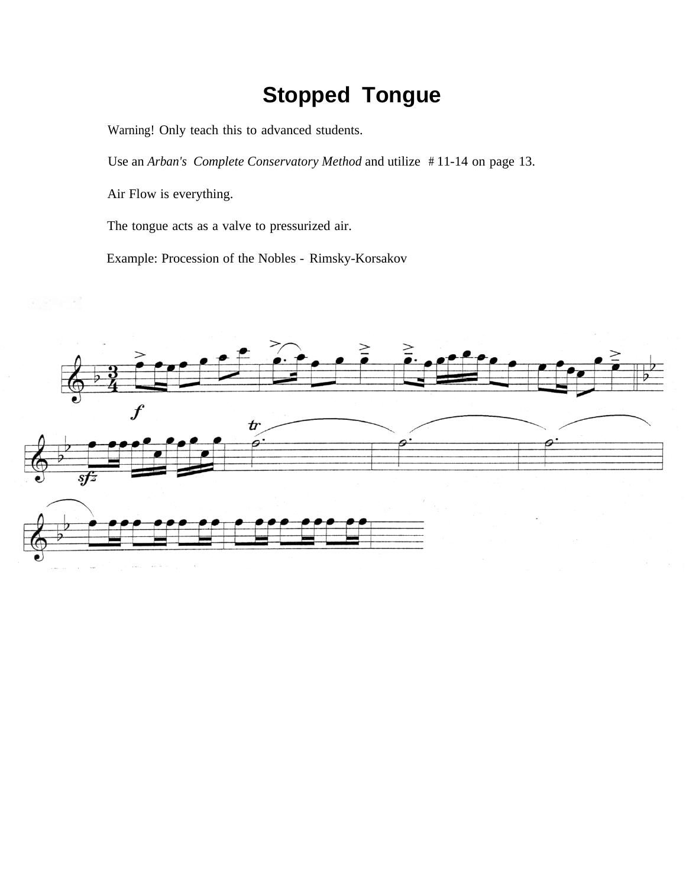# Stopped Tongue

Warning! Only teach this to advanced students.

Use an *Arban's Complete Conservatory Method* and utilize # 11-14 on page 13.

Air Flow is everything.

The tongue acts as a valve to pressurized air.

Example: Procession of the Nobles - Rimsky-Korsakov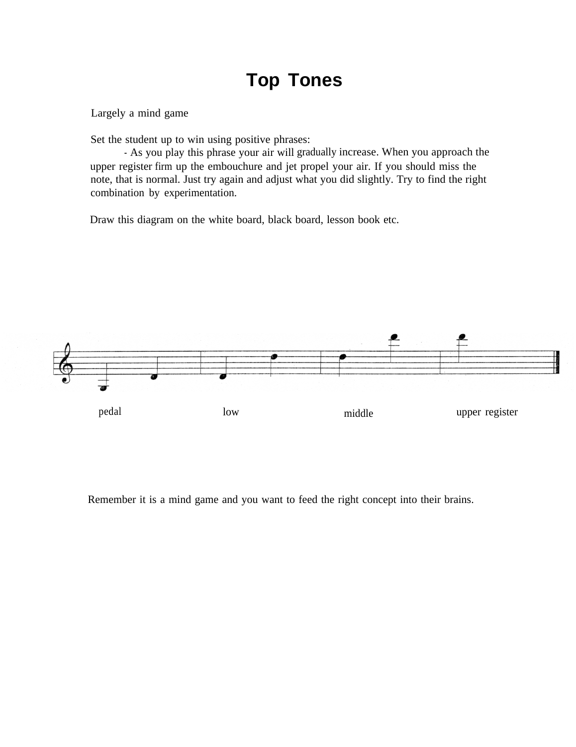# Top Tones

Largely a mind game

Set the student up to win using positive phrases:

- As you play this phrase your air will gradually increase. When you approach the upper register firm up the embouchure and jet propel your air. If you should miss the note, that is normal. Just try again and adjust what you did slightly. Try to find the right combination by experimentation.

Draw this diagram on the white board, black board, lesson book etc.

pedal    low    middle    upper register

Remember it is a mind game and you want to feed the right concept into their brains.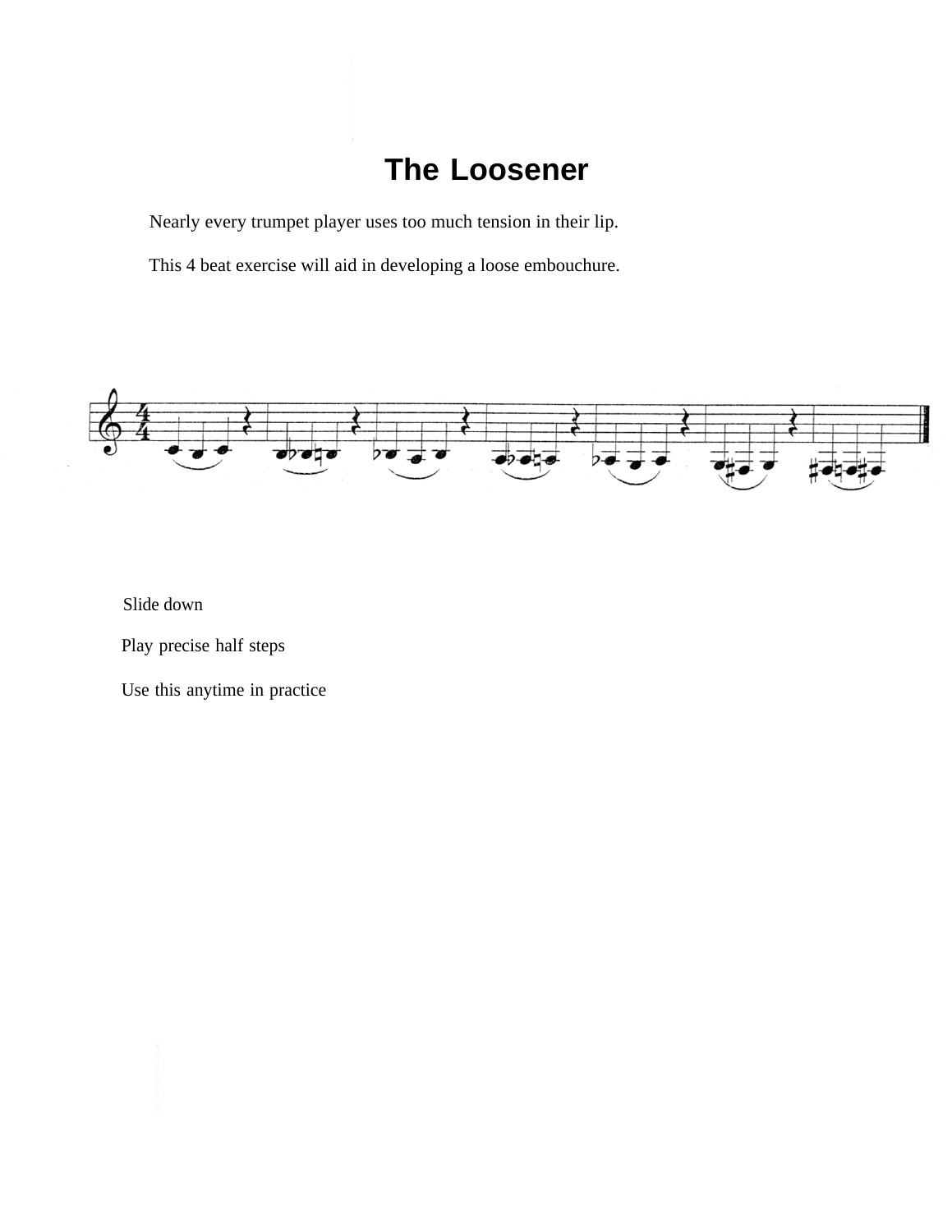# The Loosener

Nearly every trumpet player uses too much tension in their lip.

This 4 beat exercise will aid in developing a loose embouchure.

Slide down

Play precise half steps

Use this anytime in practice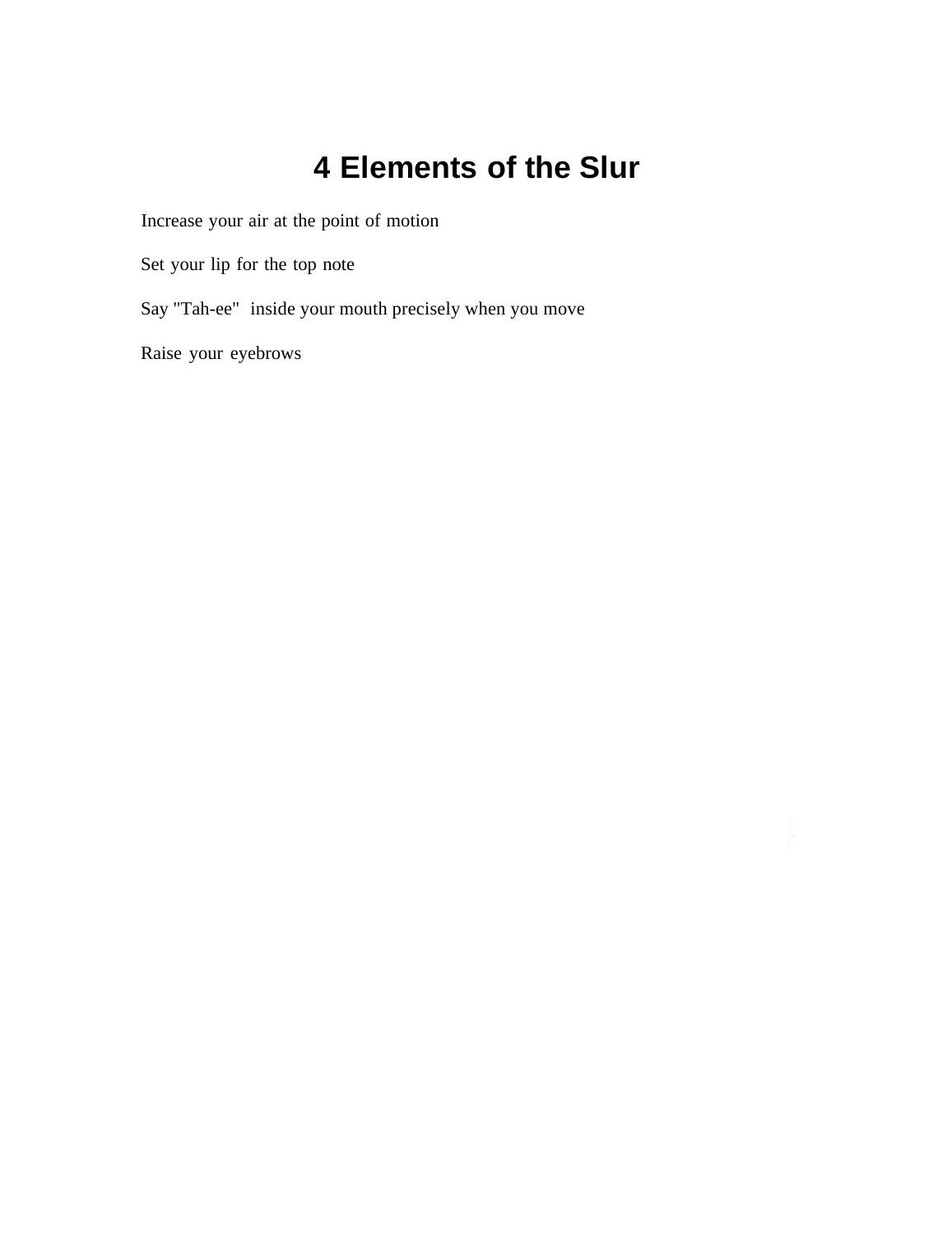# 4 Elements of the Slur

Increase your air at the point of motion

Set your lip for the top note

Say "Tah-ee"  inside your mouth precisely when you move

Raise your eyebrows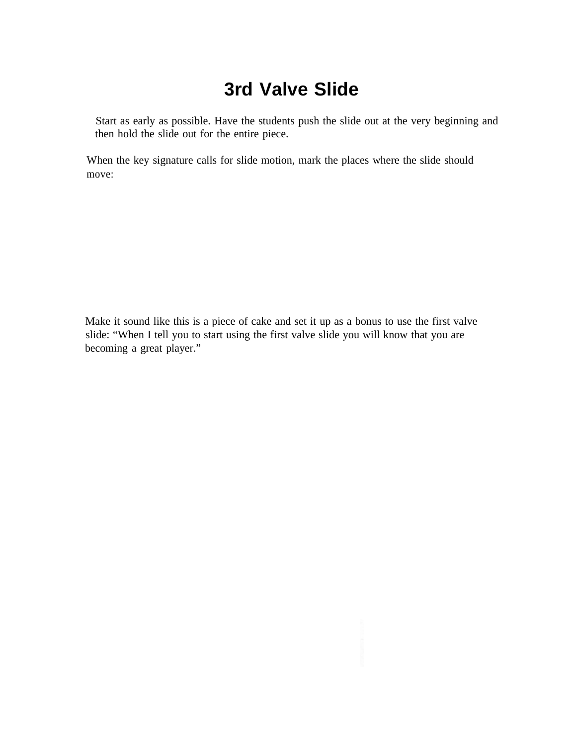# 3rd Valve Slide

Start as early as possible. Have the students push the slide out at the very beginning and then hold the slide out for the entire piece.

When the key signature calls for slide motion, mark the places where the slide should move:

Make it sound like this is a piece of cake and set it up as a bonus to use the first valve slide: "When I tell you to start using the first valve slide you will know that you are becoming a great player."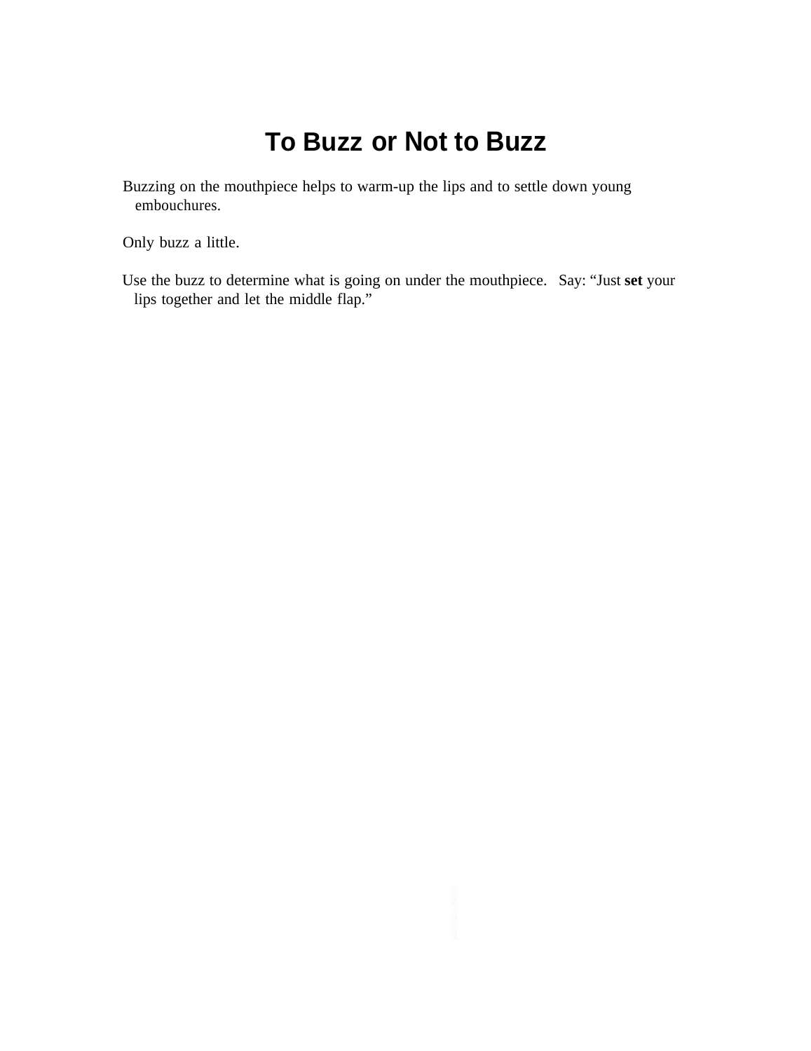# To Buzz or Not to Buzz

Buzzing on the mouthpiece helps to warm-up the lips and to settle down young embouchures.

Only buzz a little.

Use the buzz to determine what is going on under the mouthpiece. Say: "Just **set** your lips together and let the middle flap."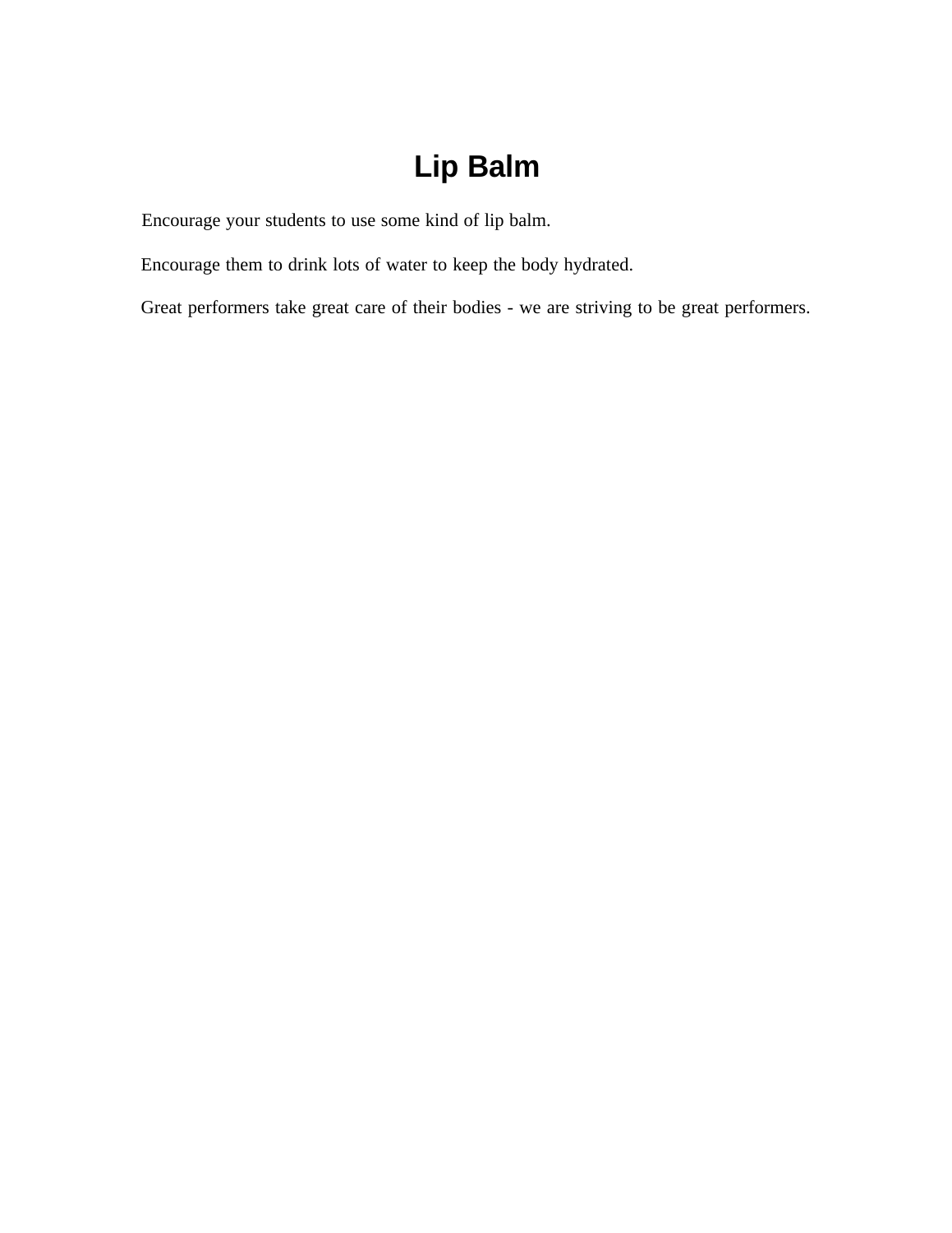# Lip Balm

Encourage your students to use some kind of lip balm.

Encourage them to drink lots of water to keep the body hydrated.

Great performers take great care of their bodies - we are striving to be great performers.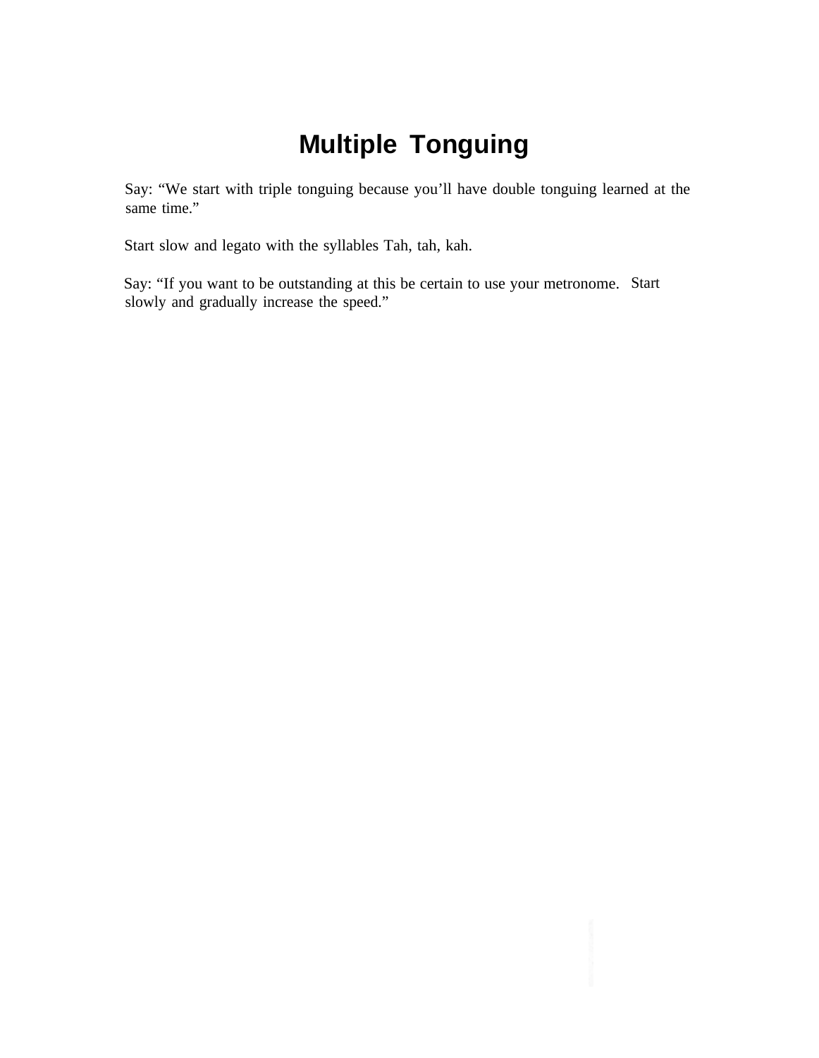# Multiple Tonguing

Say: "We start with triple tonguing because you'll have double tonguing learned at the same time."

Start slow and legato with the syllables Tah, tah, kah.

Say: "If you want to be outstanding at this be certain to use your metronome. Start slowly and gradually increase the speed."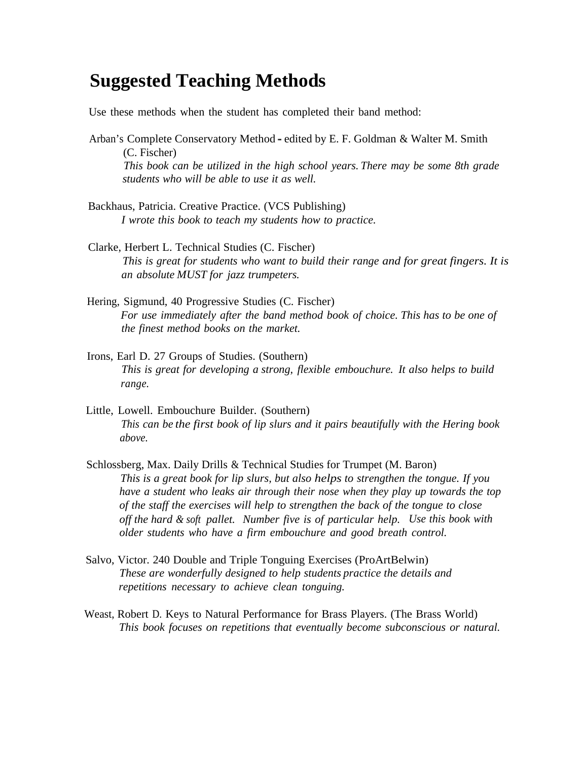# Suggested Teaching Methods

Use these methods when the student has completed their band method:

Arban's Complete Conservatory Method - edited by E. F. Goldman & Walter M. Smith (C. Fischer)
*This book can be utilized in the high school years. There may be some 8th grade students who will be able to use it as well.*

Backhaus, Patricia. Creative Practice. (VCS Publishing)
*I wrote this book to teach my students how to practice.*

Clarke, Herbert L. Technical Studies (C. Fischer)
*This is great for students who want to build their range and for great fingers. It is an absolute MUST for jazz trumpeters.*

Hering, Sigmund, 40 Progressive Studies (C. Fischer)
*For use immediately after the band method book of choice. This has to be one of the finest method books on the market.*

Irons, Earl D. 27 Groups of Studies. (Southern)
*This is great for developing a strong, flexible embouchure. It also helps to build range.*

Little, Lowell. Embouchure Builder. (Southern)
*This can be the first book of lip slurs and it pairs beautifully with the Hering book above.*

Schlossberg, Max. Daily Drills & Technical Studies for Trumpet (M. Baron)
*This is a great book for lip slurs, but also helps to strengthen the tongue. If you have a student who leaks air through their nose when they play up towards the top of the staff the exercises will help to strengthen the back of the tongue to close off the hard & soft pallet. Number five is of particular help. Use this book with older students who have a firm embouchure and good breath control.*

Salvo, Victor. 240 Double and Triple Tonguing Exercises (ProArtBelwin)
*These are wonderfully designed to help students practice the details and repetitions necessary to achieve clean tonguing.*

Weast, Robert D. Keys to Natural Performance for Brass Players. (The Brass World)
*This book focuses on repetitions that eventually become subconscious or natural.*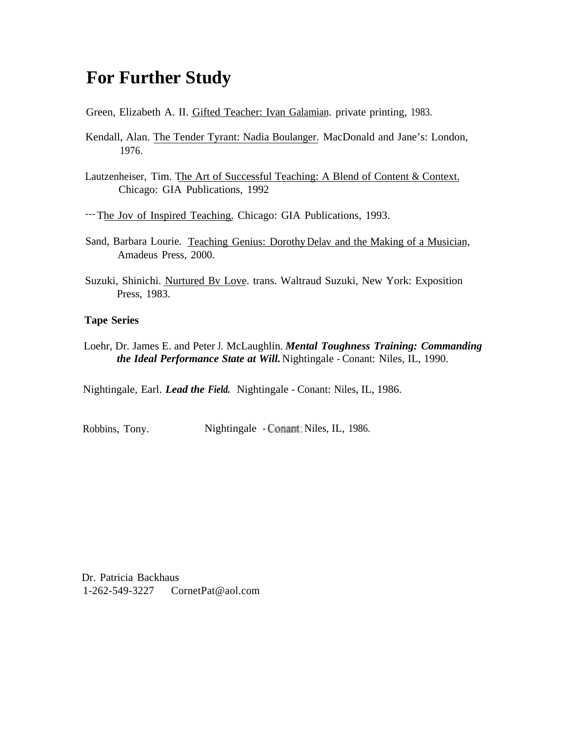# For Further Study

Green, Elizabeth A. II. Gifted Teacher: Ivan Galamian. private printing, 1983.

Kendall, Alan. The Tender Tyrant: Nadia Boulanger. MacDonald and Jane's: London, 1976.

Lautzenheiser, Tim. The Art of Successful Teaching: A Blend of Content & Context. Chicago: GIA Publications, 1992

--- The Jov of Inspired Teaching. Chicago: GIA Publications, 1993.

Sand, Barbara Lourie. Teaching Genius: Dorothy Delav and the Making of a Musician, Amadeus Press, 2000.

Suzuki, Shinichi. Nurtured Bv Love. trans. Waltraud Suzuki, New York: Exposition Press, 1983.

**Tape Series**

Loehr, Dr. James E. and Peter J. McLaughlin. ***Mental Toughness Training: Commanding the Ideal Performance State at Will.*** Nightingale - Conant: Niles, IL, 1990.

Nightingale, Earl. ***Lead the Field.*** Nightingale - Conant: Niles, IL, 1986.

Robbins, Tony. Nightingale - Conant: Niles, IL, 1986.

Dr. Patricia Backhaus
1-262-549-3227 CornetPat@aol.com